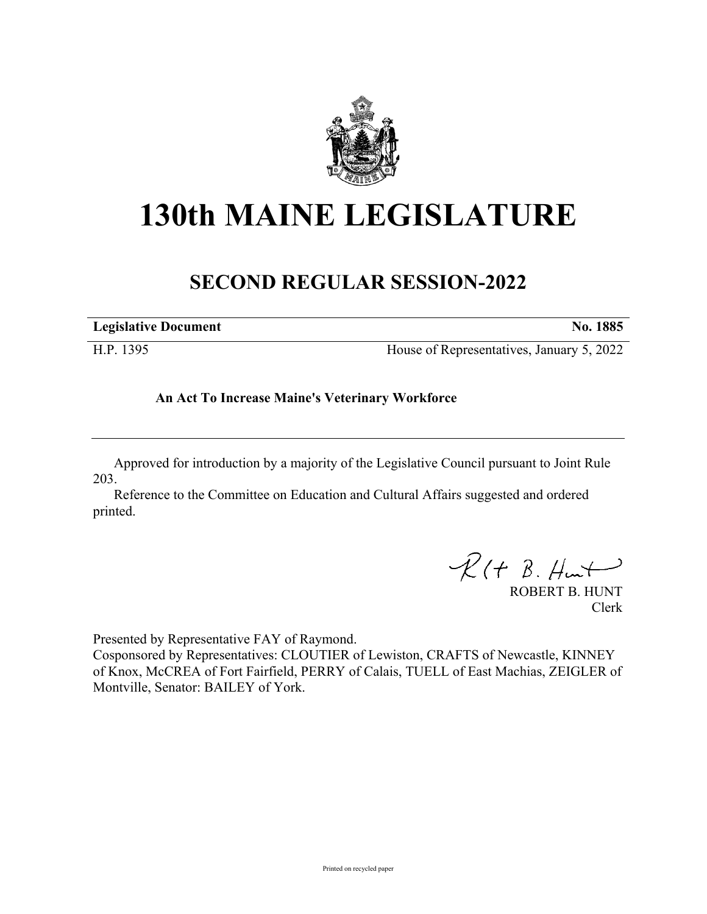# 130th MAINE LEGISLATURE

## SECOND REGULAR SESSION-2022

| **Legislative Document** | **No. 1885** |
| --- | --- |
| H.P. 1395 | House of Representatives, January 5, 2022 |

**An Act To Increase Maine's Veterinary Workforce**

Approved for introduction by a majority of the Legislative Council pursuant to Joint Rule 203.

Reference to the Committee on Education and Cultural Affairs suggested and ordered printed.

ROBERT B. HUNT
Clerk

Presented by Representative FAY of Raymond.
Cosponsored by Representatives: CLOUTIER of Lewiston, CRAFTS of Newcastle, KINNEY of Knox, McCREA of Fort Fairfield, PERRY of Calais, TUELL of East Machias, ZEIGLER of Montville, Senator: BAILEY of York.

Printed on recycled paper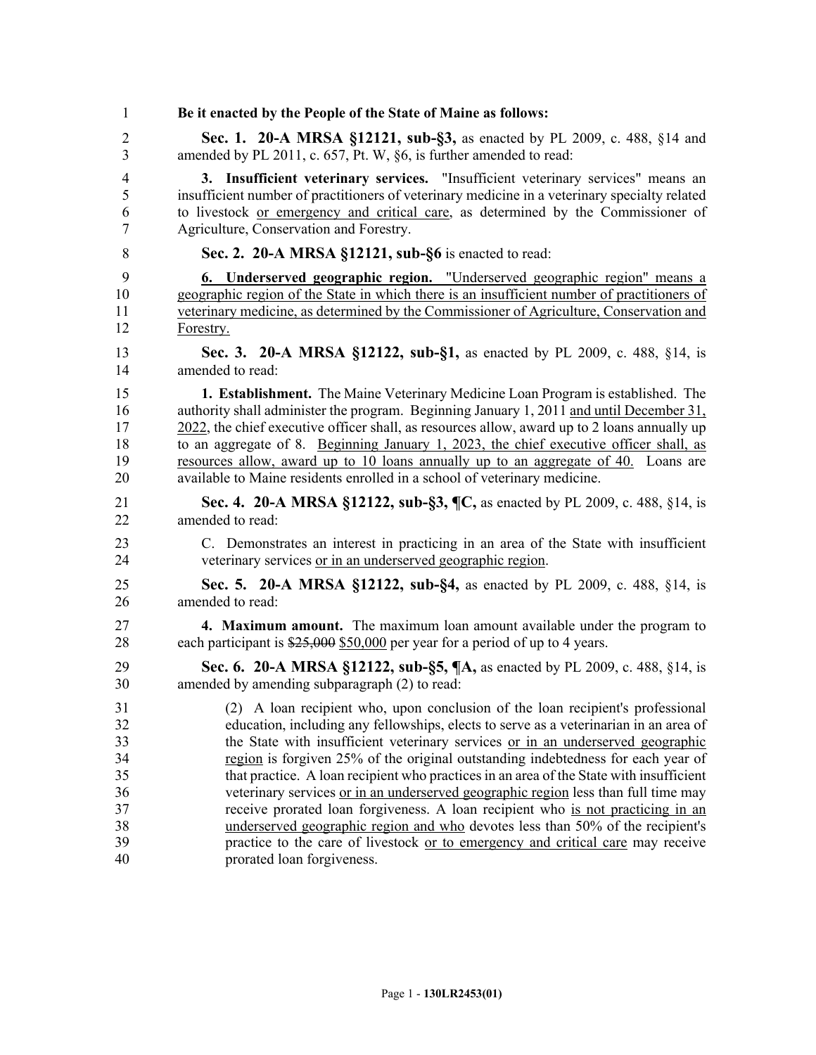**Be it enacted by the People of the State of Maine as follows:**

**Sec. 1. 20-A MRSA §12121, sub-§3,** as enacted by PL 2009, c. 488, §14 and amended by PL 2011, c. 657, Pt. W, §6, is further amended to read:

**3. Insufficient veterinary services.** "Insufficient veterinary services" means an insufficient number of practitioners of veterinary medicine in a veterinary specialty related to livestock <u>or emergency and critical care</u>, as determined by the Commissioner of Agriculture, Conservation and Forestry.

**Sec. 2. 20-A MRSA §12121, sub-§6** is enacted to read:

<u>**6. Underserved geographic region.** "Underserved geographic region" means a geographic region of the State in which there is an insufficient number of practitioners of veterinary medicine, as determined by the Commissioner of Agriculture, Conservation and Forestry.</u>

**Sec. 3. 20-A MRSA §12122, sub-§1,** as enacted by PL 2009, c. 488, §14, is amended to read:

**1. Establishment.** The Maine Veterinary Medicine Loan Program is established. The authority shall administer the program. Beginning January 1, 2011 <u>and until December 31, 2022</u>, the chief executive officer shall, as resources allow, award up to 2 loans annually up to an aggregate of 8. <u>Beginning January 1, 2023, the chief executive officer shall, as resources allow, award up to 10 loans annually up to an aggregate of 40.</u> Loans are available to Maine residents enrolled in a school of veterinary medicine.

**Sec. 4. 20-A MRSA §12122, sub-§3, ¶C,** as enacted by PL 2009, c. 488, §14, is amended to read:

C. Demonstrates an interest in practicing in an area of the State with insufficient veterinary services <u>or in an underserved geographic region</u>.

**Sec. 5. 20-A MRSA §12122, sub-§4,** as enacted by PL 2009, c. 488, §14, is amended to read:

**4. Maximum amount.** The maximum loan amount available under the program to each participant is ~~$25,000~~ <u>$50,000</u> per year for a period of up to 4 years.

**Sec. 6. 20-A MRSA §12122, sub-§5, ¶A,** as enacted by PL 2009, c. 488, §14, is amended by amending subparagraph (2) to read:

(2) A loan recipient who, upon conclusion of the loan recipient's professional education, including any fellowships, elects to serve as a veterinarian in an area of the State with insufficient veterinary services <u>or in an underserved geographic region</u> is forgiven 25% of the original outstanding indebtedness for each year of that practice. A loan recipient who practices in an area of the State with insufficient veterinary services <u>or in an underserved geographic region</u> less than full time may receive prorated loan forgiveness. A loan recipient who <u>is not practicing in an underserved geographic region and who</u> devotes less than 50% of the recipient's practice to the care of livestock <u>or to emergency and critical care</u> may receive prorated loan forgiveness.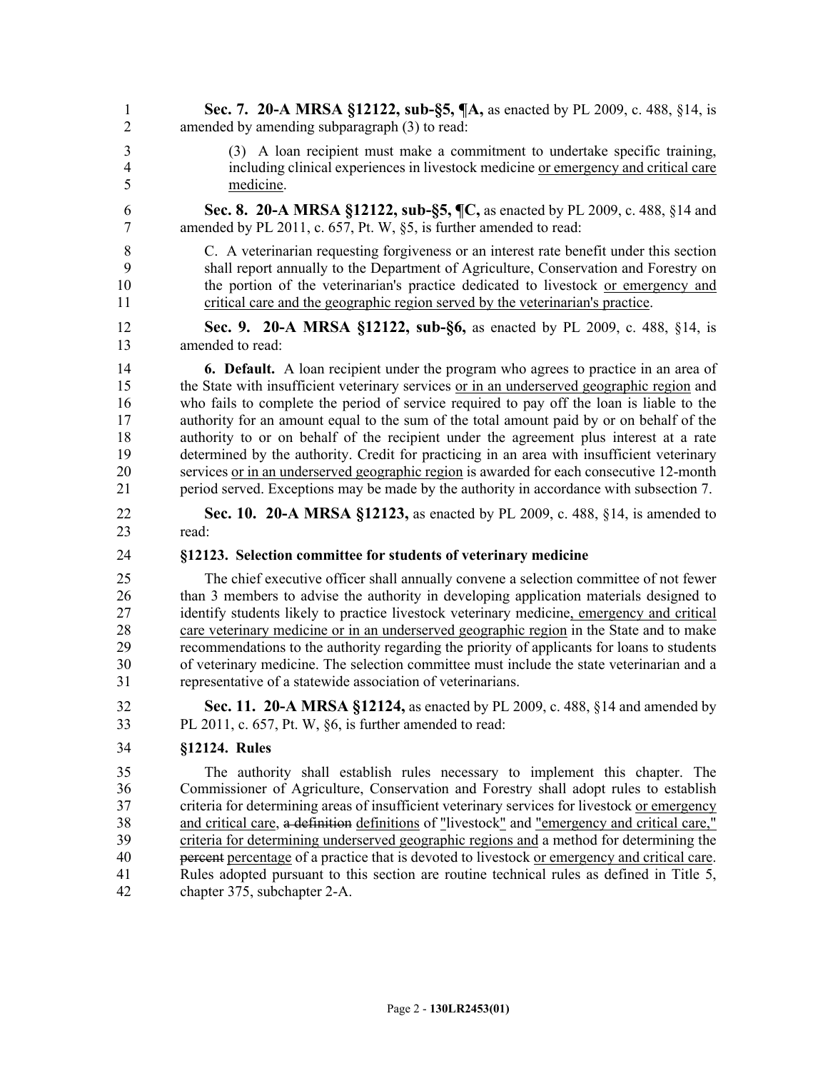**Sec. 7. 20-A MRSA §12122, sub-§5, ¶A,** as enacted by PL 2009, c. 488, §14, is amended by amending subparagraph (3) to read:

(3) A loan recipient must make a commitment to undertake specific training, including clinical experiences in livestock medicine or emergency and critical care medicine.

**Sec. 8. 20-A MRSA §12122, sub-§5, ¶C,** as enacted by PL 2009, c. 488, §14 and amended by PL 2011, c. 657, Pt. W, §5, is further amended to read:

C. A veterinarian requesting forgiveness or an interest rate benefit under this section shall report annually to the Department of Agriculture, Conservation and Forestry on the portion of the veterinarian's practice dedicated to livestock or emergency and critical care and the geographic region served by the veterinarian's practice.

**Sec. 9. 20-A MRSA §12122, sub-§6,** as enacted by PL 2009, c. 488, §14, is amended to read:

**6. Default.** A loan recipient under the program who agrees to practice in an area of the State with insufficient veterinary services or in an underserved geographic region and who fails to complete the period of service required to pay off the loan is liable to the authority for an amount equal to the sum of the total amount paid by or on behalf of the authority to or on behalf of the recipient under the agreement plus interest at a rate determined by the authority. Credit for practicing in an area with insufficient veterinary services or in an underserved geographic region is awarded for each consecutive 12-month period served. Exceptions may be made by the authority in accordance with subsection 7.

**Sec. 10. 20-A MRSA §12123,** as enacted by PL 2009, c. 488, §14, is amended to read:

**§12123. Selection committee for students of veterinary medicine**

The chief executive officer shall annually convene a selection committee of not fewer than 3 members to advise the authority in developing application materials designed to identify students likely to practice livestock veterinary medicine, emergency and critical care veterinary medicine or in an underserved geographic region in the State and to make recommendations to the authority regarding the priority of applicants for loans to students of veterinary medicine. The selection committee must include the state veterinarian and a representative of a statewide association of veterinarians.

**Sec. 11. 20-A MRSA §12124,** as enacted by PL 2009, c. 488, §14 and amended by PL 2011, c. 657, Pt. W, §6, is further amended to read:

**§12124. Rules**

The authority shall establish rules necessary to implement this chapter. The Commissioner of Agriculture, Conservation and Forestry shall adopt rules to establish criteria for determining areas of insufficient veterinary services for livestock or emergency and critical care, ~~a definition~~ definitions of "livestock" and "emergency and critical care," criteria for determining underserved geographic regions and a method for determining the ~~percent~~ percentage of a practice that is devoted to livestock or emergency and critical care. Rules adopted pursuant to this section are routine technical rules as defined in Title 5, chapter 375, subchapter 2-A.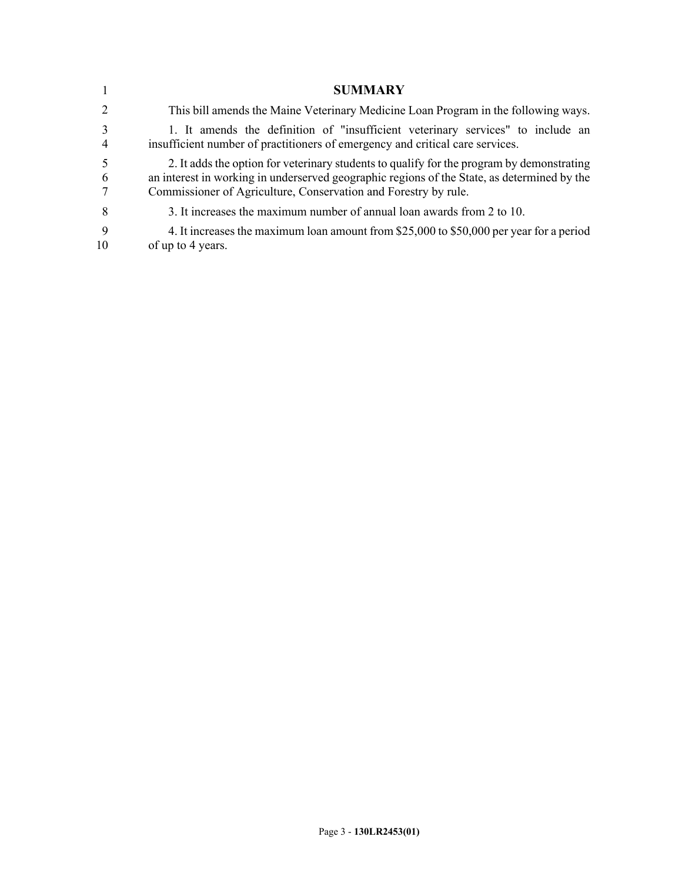## SUMMARY

This bill amends the Maine Veterinary Medicine Loan Program in the following ways.

1. It amends the definition of "insufficient veterinary services" to include an insufficient number of practitioners of emergency and critical care services.

2. It adds the option for veterinary students to qualify for the program by demonstrating an interest in working in underserved geographic regions of the State, as determined by the Commissioner of Agriculture, Conservation and Forestry by rule.

3. It increases the maximum number of annual loan awards from 2 to 10.

4. It increases the maximum loan amount from $25,000 to $50,000 per year for a period of up to 4 years.